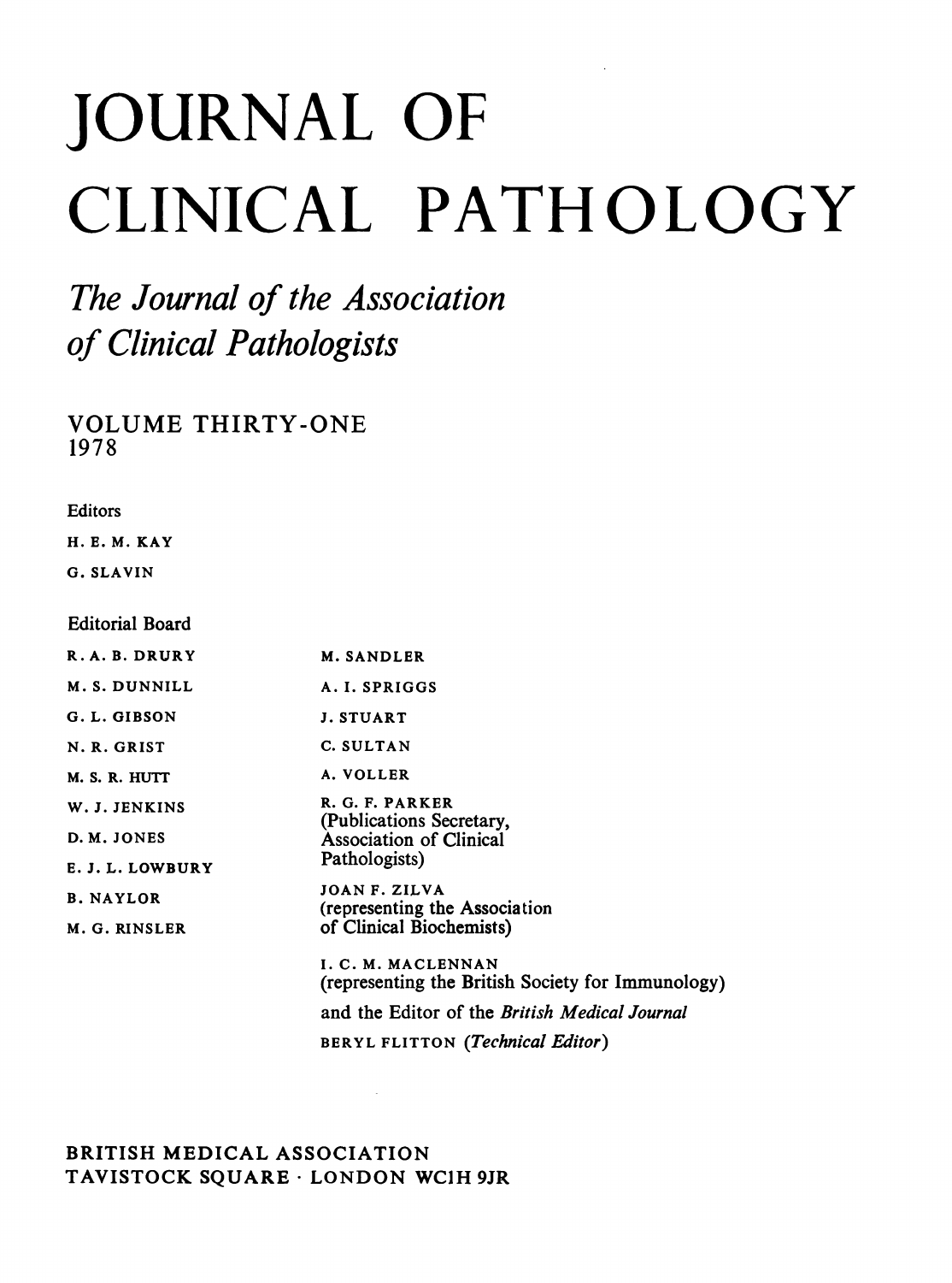# JOURNAL OF CLINICAL PATHOLOGY

## *The Journal of the Association of Clinical Pathologists*

VOLUME THIRTY-ONE
1978

Editors

H. E. M. KAY

G. SLAVIN

Editorial Board

R. A. B. DRURY

M. S. DUNNILL

G. L. GIBSON

N. R. GRIST

M. S. R. HUTT

W. J. JENKINS

D. M. JONES

E. J. L. LOWBURY

B. NAYLOR

M. G. RINSLER

M. SANDLER

A. I. SPRIGGS

J. STUART

C. SULTAN

A. VOLLER

R. G. F. PARKER
(Publications Secretary, Association of Clinical Pathologists)

JOAN F. ZILVA
(representing the Association of Clinical Biochemists)

I. C. M. MACLENNAN
(representing the British Society for Immunology)

and the Editor of the *British Medical Journal*

BERYL FLITTON (*Technical Editor*)

BRITISH MEDICAL ASSOCIATION
TAVISTOCK SQUARE · LONDON WC1H 9JR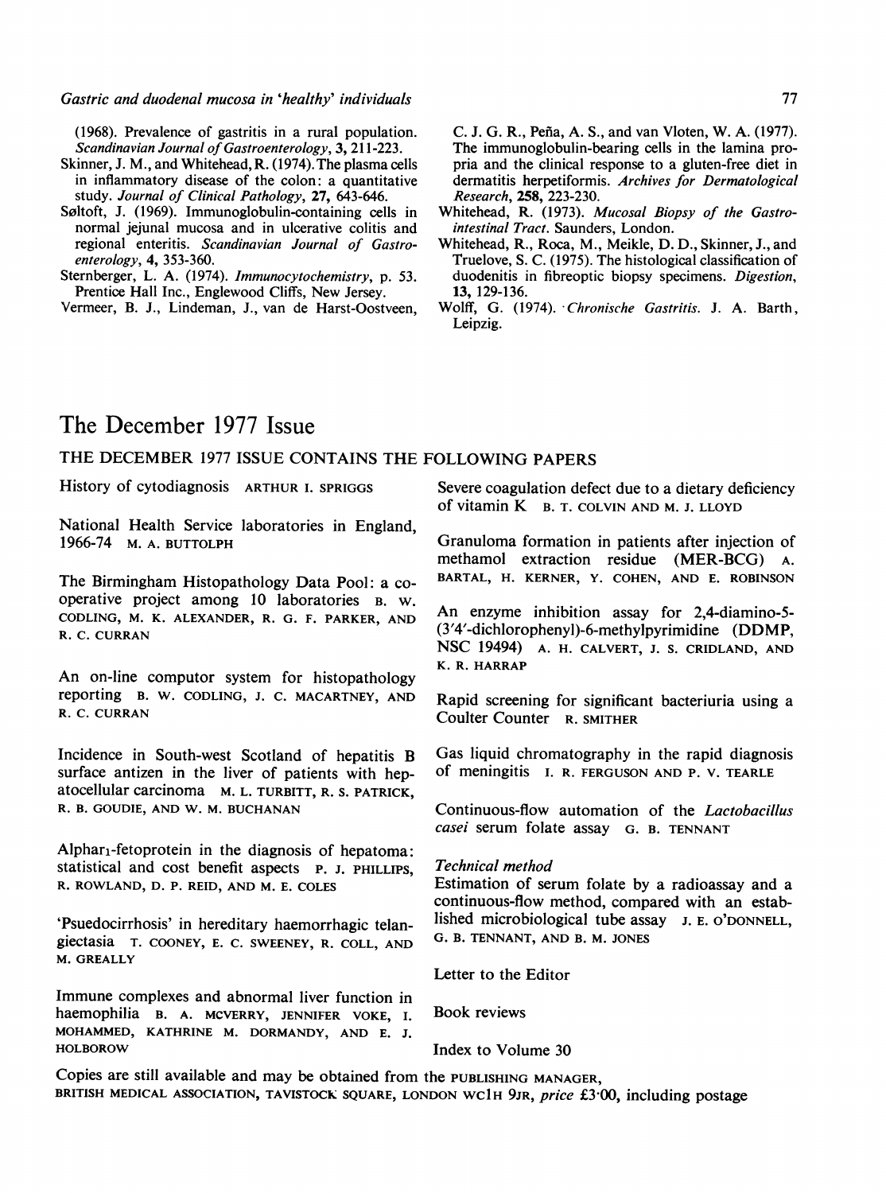(1968). Prevalence of gastritis in a rural population. *Scandinavian Journal of Gastroenterology*, **3**, 211-223.

Skinner, J. M., and Whitehead, R. (1974). The plasma cells in inflammatory disease of the colon: a quantitative study. *Journal of Clinical Pathology*, **27**, 643-646.

Søltoft, J. (1969). Immunoglobulin-containing cells in normal jejunal mucosa and in ulcerative colitis and regional enteritis. *Scandinavian Journal of Gastroenterology*, **4**, 353-360.

Sternberger, L. A. (1974). *Immunocytochemistry*, p. 53. Prentice Hall Inc., Englewood Cliffs, New Jersey.

Vermeer, B. J., Lindeman, J., van de Harst-Oostveen, C. J. G. R., Peña, A. S., and van Vloten, W. A. (1977). The immunoglobulin-bearing cells in the lamina propria and the clinical response to a gluten-free diet in dermatitis herpetiformis. *Archives for Dermatological Research*, **258**, 223-230.

Whitehead, R. (1973). *Mucosal Biopsy of the Gastrointestinal Tract*. Saunders, London.

Whitehead, R., Roca, M., Meikle, D. D., Skinner, J., and Truelove, S. C. (1975). The histological classification of duodenitis in fibreoptic biopsy specimens. *Digestion*, **13**, 129-136.

Wolff, G. (1974). *Chronische Gastritis*. J. A. Barth, Leipzig.

# The December 1977 Issue

## THE DECEMBER 1977 ISSUE CONTAINS THE FOLLOWING PAPERS

History of cytodiagnosis ARTHUR I. SPRIGGS

National Health Service laboratories in England, 1966-74 M. A. BUTTOLPH

The Birmingham Histopathology Data Pool: a cooperative project among 10 laboratories B. W. CODLING, M. K. ALEXANDER, R. G. F. PARKER, AND R. C. CURRAN

An on-line computor system for histopathology reporting B. W. CODLING, J. C. MACARTNEY, AND R. C. CURRAN

Incidence in South-west Scotland of hepatitis B surface antizen in the liver of patients with hepatocellular carcinoma M. L. TURBITT, R. S. PATRICK, R. B. GOUDIE, AND W. M. BUCHANAN

Alphar$_1$-fetoprotein in the diagnosis of hepatoma: statistical and cost benefit aspects P. J. PHILLIPS, R. ROWLAND, D. P. REID, AND M. E. COLES

'Psuedocirrhosis' in hereditary haemorrhagic telangiectasia T. COONEY, E. C. SWEENEY, R. COLL, AND M. GREALLY

Immune complexes and abnormal liver function in haemophilia B. A. MCVERRY, JENNIFER VOKE, I. MOHAMMED, KATHRINE M. DORMANDY, AND E. J. HOLBOROW

Severe coagulation defect due to a dietary deficiency of vitamin K B. T. COLVIN AND M. J. LLOYD

Granuloma formation in patients after injection of methamol extraction residue (MER-BCG) A. BARTAL, H. KERNER, Y. COHEN, AND E. ROBINSON

An enzyme inhibition assay for 2,4-diamino-5-(3′4′-dichlorophenyl)-6-methylpyrimidine (DDMP, NSC 19494) A. H. CALVERT, J. S. CRIDLAND, AND K. R. HARRAP

Rapid screening for significant bacteriuria using a Coulter Counter R. SMITHER

Gas liquid chromatography in the rapid diagnosis of meningitis I. R. FERGUSON AND P. V. TEARLE

Continuous-flow automation of the *Lactobacillus casei* serum folate assay G. B. TENNANT

*Technical method*

Estimation of serum folate by a radioassay and a continuous-flow method, compared with an established microbiological tube assay J. E. O'DONNELL, G. B. TENNANT, AND B. M. JONES

Letter to the Editor

Book reviews

Index to Volume 30

Copies are still available and may be obtained from the PUBLISHING MANAGER, BRITISH MEDICAL ASSOCIATION, TAVISTOCK SQUARE, LONDON WC1H 9JR, *price* £3·00, including postage